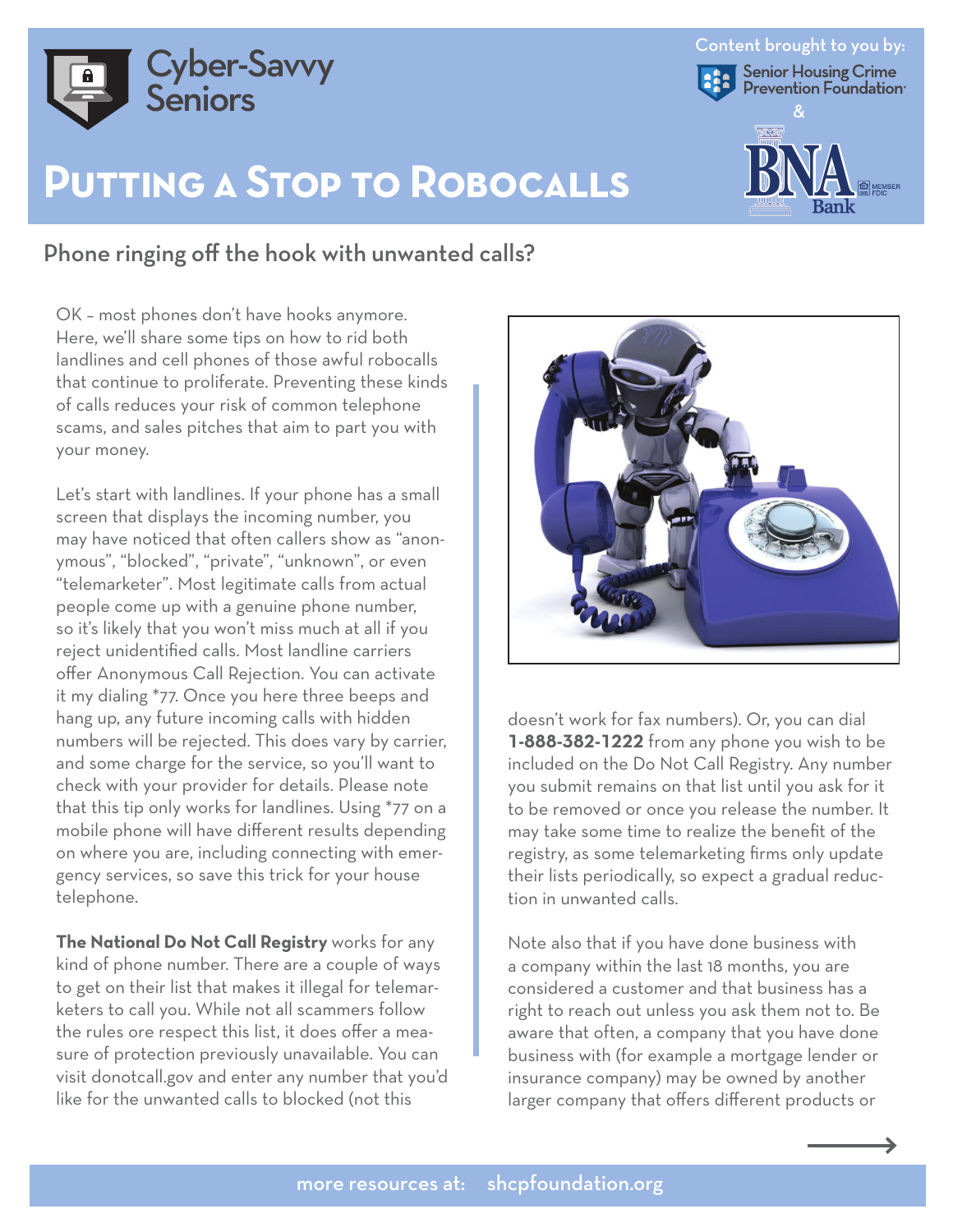Cyber-Savvy Seniors

Content brought to you by: Senior Housing Crime Prevention Foundation & BNA Bank

# Putting a Stop to Robocalls

## Phone ringing off the hook with unwanted calls?

OK – most phones don't have hooks anymore. Here, we'll share some tips on how to rid both landlines and cell phones of those awful robocalls that continue to proliferate. Preventing these kinds of calls reduces your risk of common telephone scams, and sales pitches that aim to part you with your money.

Let's start with landlines. If your phone has a small screen that displays the incoming number, you may have noticed that often callers show as "anonymous", "blocked", "private", "unknown", or even "telemarketer". Most legitimate calls from actual people come up with a genuine phone number, so it's likely that you won't miss much at all if you reject unidentified calls. Most landline carriers offer Anonymous Call Rejection. You can activate it my dialing *77. Once you here three beeps and hang up, any future incoming calls with hidden numbers will be rejected. This does vary by carrier, and some charge for the service, so you'll want to check with your provider for details. Please note that this tip only works for landlines. Using *77 on a mobile phone will have different results depending on where you are, including connecting with emergency services, so save this trick for your house telephone.

**The National Do Not Call Registry** works for any kind of phone number. There are a couple of ways to get on their list that makes it illegal for telemarketers to call you. While not all scammers follow the rules ore respect this list, it does offer a measure of protection previously unavailable. You can visit donotcall.gov and enter any number that you'd like for the unwanted calls to blocked (not this doesn't work for fax numbers). Or, you can dial **1-888-382-1222** from any phone you wish to be included on the Do Not Call Registry. Any number you submit remains on that list until you ask for it to be removed or once you release the number. It may take some time to realize the benefit of the registry, as some telemarketing firms only update their lists periodically, so expect a gradual reduction in unwanted calls.

Note also that if you have done business with a company within the last 18 months, you are considered a customer and that business has a right to reach out unless you ask them not to. Be aware that often, a company that you have done business with (for example a mortgage lender or insurance company) may be owned by another larger company that offers different products or

more resources at: shcpfoundation.org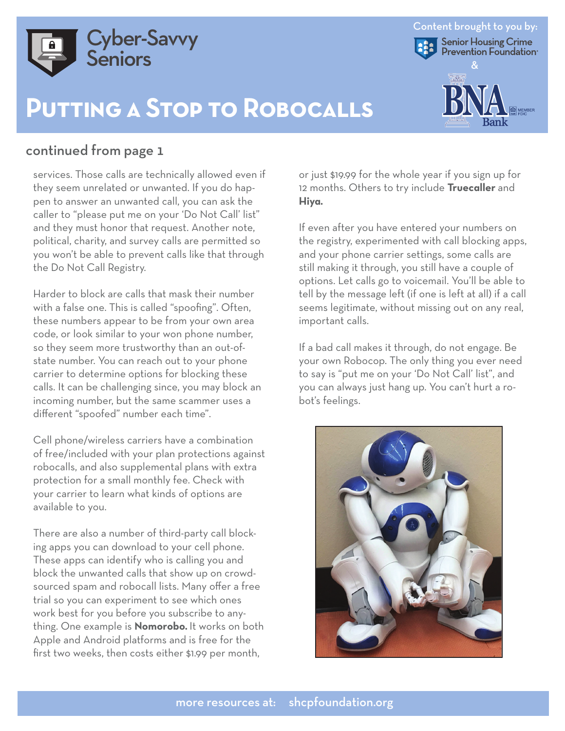# Putting a Stop to Robocalls

Cyber-Savvy Seniors

Content brought to you by: Senior Housing Crime Prevention Foundation & BNA Bank

## continued from page 1

services. Those calls are technically allowed even if they seem unrelated or unwanted. If you do happen to answer an unwanted call, you can ask the caller to "please put me on your 'Do Not Call' list" and they must honor that request. Another note, political, charity, and survey calls are permitted so you won't be able to prevent calls like that through the Do Not Call Registry.

Harder to block are calls that mask their number with a false one. This is called "spoofing". Often, these numbers appear to be from your own area code, or look similar to your won phone number, so they seem more trustworthy than an out-of-state number. You can reach out to your phone carrier to determine options for blocking these calls. It can be challenging since, you may block an incoming number, but the same scammer uses a different "spoofed" number each time".

Cell phone/wireless carriers have a combination of free/included with your plan protections against robocalls, and also supplemental plans with extra protection for a small monthly fee. Check with your carrier to learn what kinds of options are available to you.

There are also a number of third-party call blocking apps you can download to your cell phone. These apps can identify who is calling you and block the unwanted calls that show up on crowd-sourced spam and robocall lists. Many offer a free trial so you can experiment to see which ones work best for you before you subscribe to anything. One example is **Nomorobo.** It works on both Apple and Android platforms and is free for the first two weeks, then costs either $1.99 per month, or just $19.99 for the whole year if you sign up for 12 months. Others to try include **Truecaller** and **Hiya.**

If even after you have entered your numbers on the registry, experimented with call blocking apps, and your phone carrier settings, some calls are still making it through, you still have a couple of options. Let calls go to voicemail. You'll be able to tell by the message left (if one is left at all) if a call seems legitimate, without missing out on any real, important calls.

If a bad call makes it through, do not engage. Be your own Robocop. The only thing you ever need to say is "put me on your 'Do Not Call' list", and you can always just hang up. You can't hurt a robot's feelings.

more resources at: shcpfoundation.org